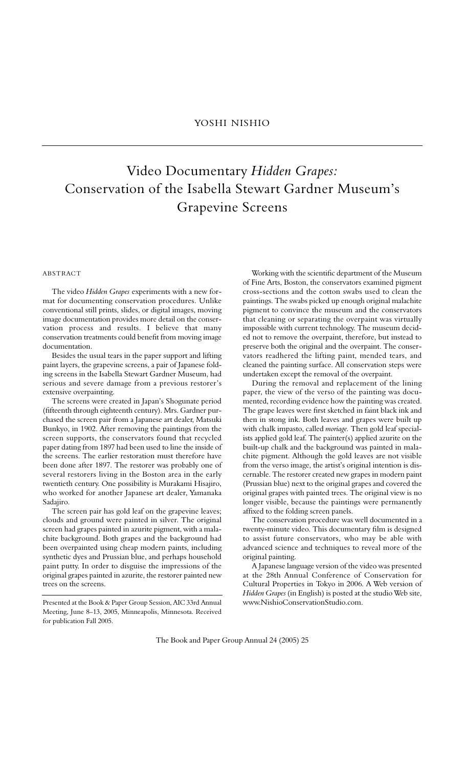YOSHI NISHIO

# Video Documentary *Hidden Grapes:* Conservation of the Isabella Stewart Gardner Museum's Grapevine Screens

## ABSTRACT

The video *Hidden Grapes* experiments with a new format for documenting conservation procedures. Unlike conventional still prints, slides, or digital images, moving image documentation provides more detail on the conservation process and results. I believe that many conservation treatments could benefit from moving image documentation.

Besides the usual tears in the paper support and lifting paint layers, the grapevine screens, a pair of Japanese folding screens in the Isabella Stewart Gardner Museum, had serious and severe damage from a previous restorer's extensive overpainting.

The screens were created in Japan's Shogunate period (fifteenth through eighteenth century). Mrs. Gardner purchased the screen pair from a Japanese art dealer, Matsuki Bunkyo, in 1902. After removing the paintings from the screen supports, the conservators found that recycled paper dating from 1897 had been used to line the inside of the screens. The earlier restoration must therefore have been done after 1897. The restorer was probably one of several restorers living in the Boston area in the early twentieth century. One possibility is Murakami Hisajiro, who worked for another Japanese art dealer, Yamanaka Sadajiro.

The screen pair has gold leaf on the grapevine leaves; clouds and ground were painted in silver. The original screen had grapes painted in azurite pigment, with a malachite background. Both grapes and the background had been overpainted using cheap modern paints, including synthetic dyes and Prussian blue, and perhaps household paint putty. In order to disguise the impressions of the original grapes painted in azurite, the restorer painted new trees on the screens.

Working with the scientific department of the Museum of Fine Arts, Boston, the conservators examined pigment cross-sections and the cotton swabs used to clean the paintings. The swabs picked up enough original malachite pigment to convince the museum and the conservators that cleaning or separating the overpaint was virtually impossible with current technology. The museum decided not to remove the overpaint, therefore, but instead to preserve both the original and the overpaint. The conservators readhered the lifting paint, mended tears, and cleaned the painting surface. All conservation steps were undertaken except the removal of the overpaint.

During the removal and replacement of the lining paper, the view of the verso of the painting was documented, recording evidence how the painting was created. The grape leaves were first sketched in faint black ink and then in stong ink. Both leaves and grapes were built up with chalk impasto, called *moriage*. Then gold leaf specialists applied gold leaf. The painter(s) applied azurite on the built-up chalk and the background was painted in malachite pigment. Although the gold leaves are not visible from the verso image, the artist's original intention is discernable. The restorer created new grapes in modern paint (Prussian blue) next to the original grapes and covered the original grapes with painted trees. The original view is no longer visible, because the paintings were permanently affixed to the folding screen panels.

The conservation procedure was well documented in a twenty-minute video. This documentary film is designed to assist future conservators, who may be able with advanced science and techniques to reveal more of the original painting.

A Japanese language version of the video was presented at the 28th Annual Conference of Conservation for Cultural Properties in Tokyo in 2006. A Web version of *Hidden Grapes* (in English) is posted at the studio Web site, www.NishioConservationStudio.com.

Presented at the Book & Paper Group Session, AIC 33rd Annual Meeting, June 8–13, 2005, Minneapolis, Minnesota. Received for publication Fall 2005.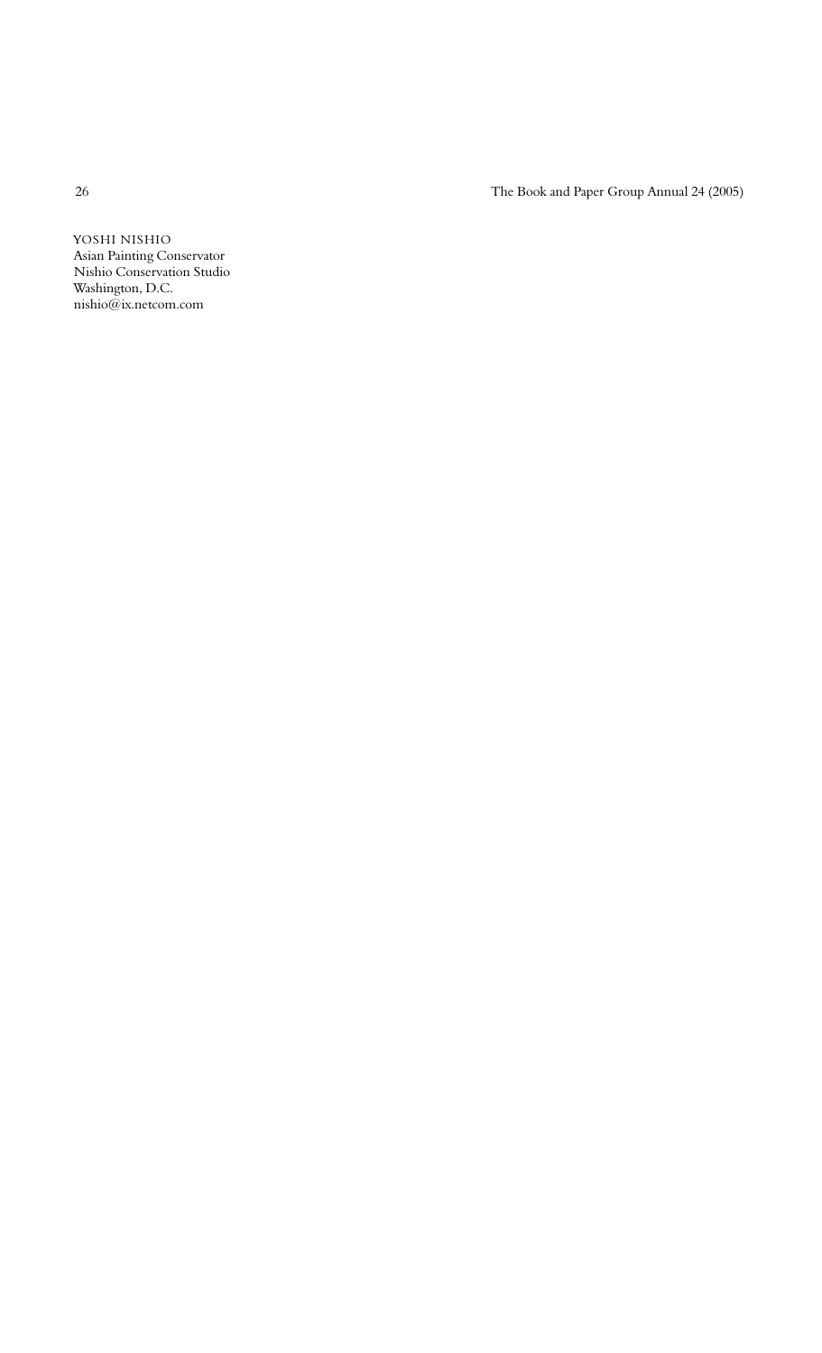YOSHI NISHIO
Asian Painting Conservator
Nishio Conservation Studio
Washington, D.C.
nishio@ix.netcom.com